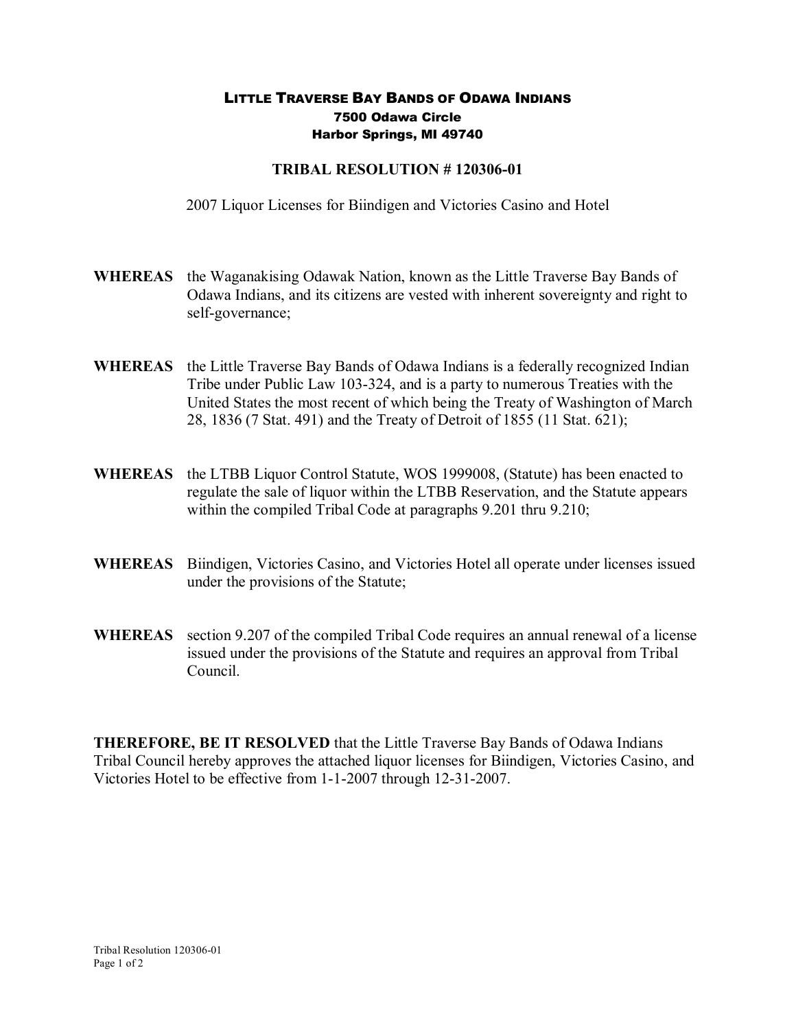# LITTLE TRAVERSE BAY BANDS OF ODAWA INDIANS

**7500 Odawa Circle**
**Harbor Springs, MI 49740**

## TRIBAL RESOLUTION # 120306-01

2007 Liquor Licenses for Biindigen and Victories Casino and Hotel

**WHEREAS** the Waganakising Odawak Nation, known as the Little Traverse Bay Bands of Odawa Indians, and its citizens are vested with inherent sovereignty and right to self-governance;

**WHEREAS** the Little Traverse Bay Bands of Odawa Indians is a federally recognized Indian Tribe under Public Law 103-324, and is a party to numerous Treaties with the United States the most recent of which being the Treaty of Washington of March 28, 1836 (7 Stat. 491) and the Treaty of Detroit of 1855 (11 Stat. 621);

**WHEREAS** the LTBB Liquor Control Statute, WOS 1999008, (Statute) has been enacted to regulate the sale of liquor within the LTBB Reservation, and the Statute appears within the compiled Tribal Code at paragraphs 9.201 thru 9.210;

**WHEREAS** Biindigen, Victories Casino, and Victories Hotel all operate under licenses issued under the provisions of the Statute;

**WHEREAS** section 9.207 of the compiled Tribal Code requires an annual renewal of a license issued under the provisions of the Statute and requires an approval from Tribal Council.

**THEREFORE, BE IT RESOLVED** that the Little Traverse Bay Bands of Odawa Indians Tribal Council hereby approves the attached liquor licenses for Biindigen, Victories Casino, and Victories Hotel to be effective from 1-1-2007 through 12-31-2007.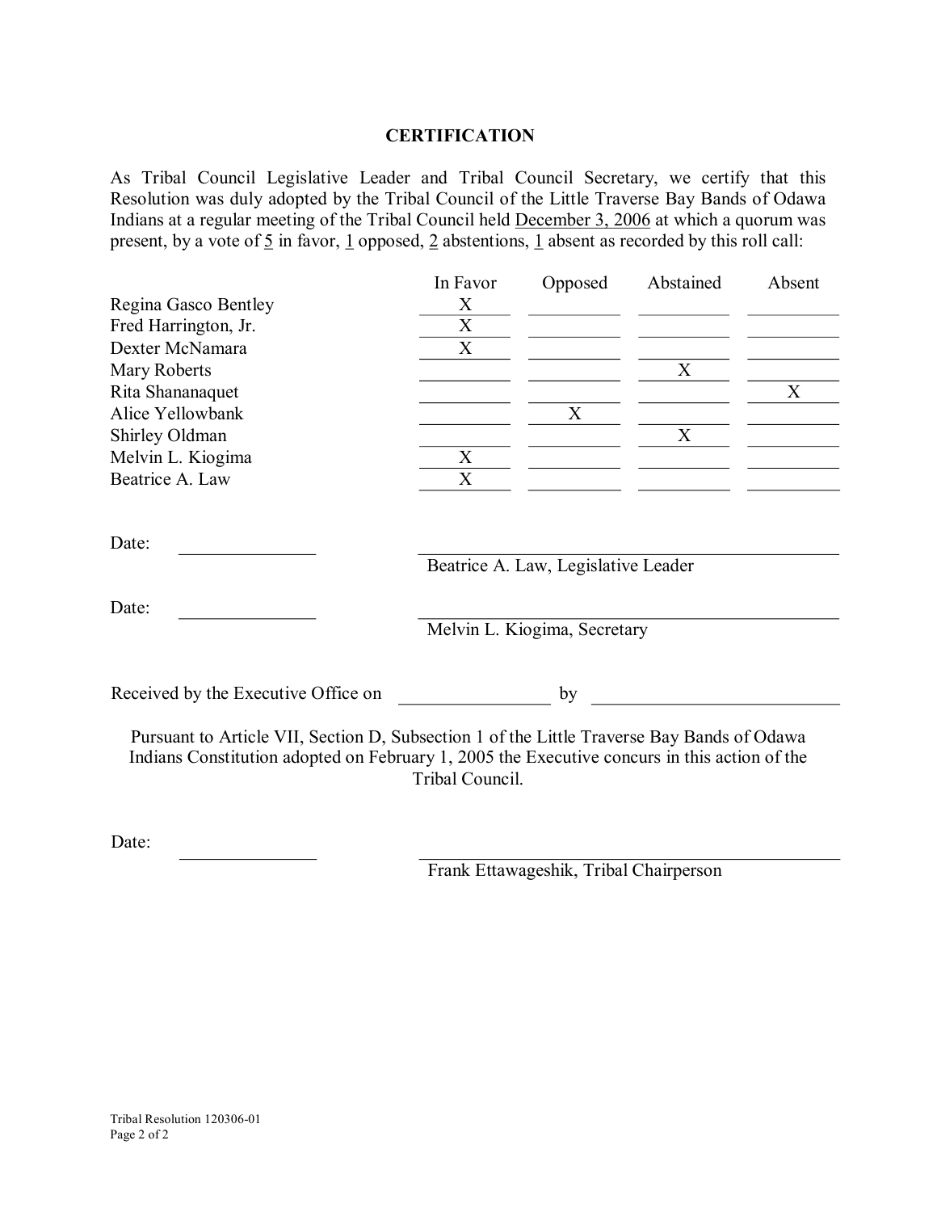## CERTIFICATION

As Tribal Council Legislative Leader and Tribal Council Secretary, we certify that this Resolution was duly adopted by the Tribal Council of the Little Traverse Bay Bands of Odawa Indians at a regular meeting of the Tribal Council held December 3, 2006 at which a quorum was present, by a vote of 5 in favor, 1 opposed, 2 abstentions, 1 absent as recorded by this roll call:

| | In Favor | Opposed | Abstained | Absent |
|---|---|---|---|---|
| Regina Gasco Bentley | X | | | |
| Fred Harrington, Jr. | X | | | |
| Dexter McNamara | X | | | |
| Mary Roberts | | | X | |
| Rita Shananaquet | | | | X |
| Alice Yellowbank | | X | | |
| Shirley Oldman | | | X | |
| Melvin L. Kiogima | X | | | |
| Beatrice A. Law | X | | | |

Date: ______________ ________________________________
Beatrice A. Law, Legislative Leader

Date: ______________ ________________________________
Melvin L. Kiogima, Secretary

Received by the Executive Office on ______________ by ______________________

Pursuant to Article VII, Section D, Subsection 1 of the Little Traverse Bay Bands of Odawa Indians Constitution adopted on February 1, 2005 the Executive concurs in this action of the Tribal Council.

Date: ______________ ________________________________
Frank Ettawageshik, Tribal Chairperson

Tribal Resolution 120306-01